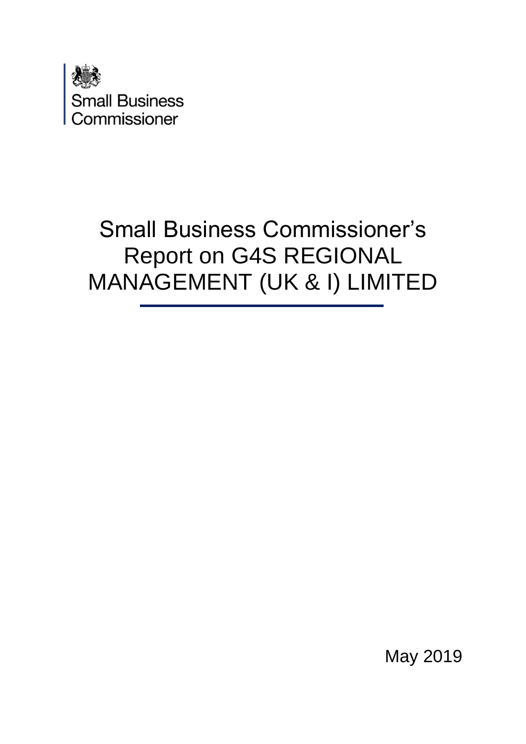Small Business Commissioner

# Small Business Commissioner's Report on G4S REGIONAL MANAGEMENT (UK & I) LIMITED

May 2019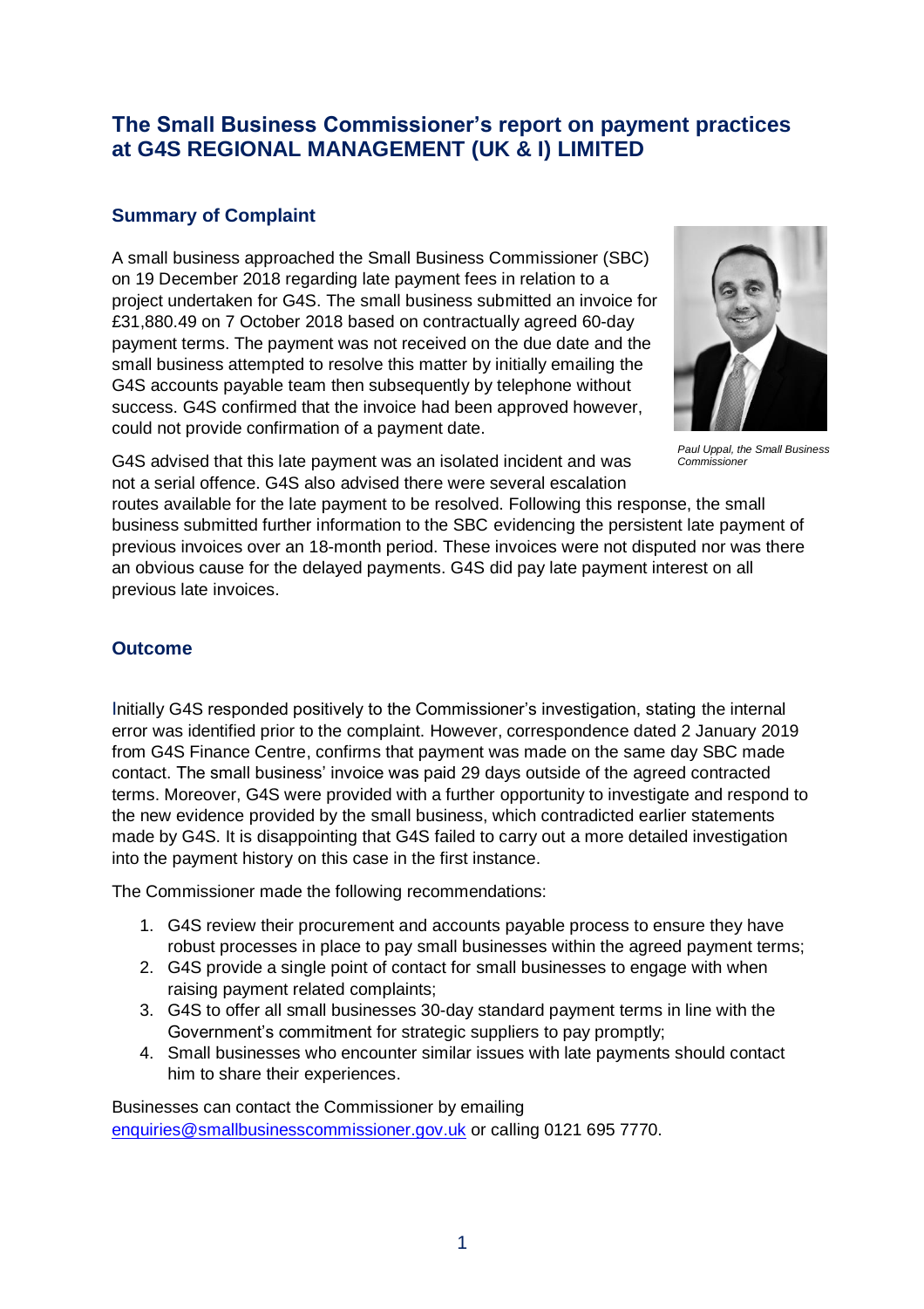# The Small Business Commissioner's report on payment practices at G4S REGIONAL MANAGEMENT (UK & I) LIMITED

## Summary of Complaint

A small business approached the Small Business Commissioner (SBC) on 19 December 2018 regarding late payment fees in relation to a project undertaken for G4S. The small business submitted an invoice for £31,880.49 on 7 October 2018 based on contractually agreed 60-day payment terms. The payment was not received on the due date and the small business attempted to resolve this matter by initially emailing the G4S accounts payable team then subsequently by telephone without success. G4S confirmed that the invoice had been approved however, could not provide confirmation of a payment date.

*Paul Uppal, the Small Business Commissioner*

G4S advised that this late payment was an isolated incident and was not a serial offence. G4S also advised there were several escalation routes available for the late payment to be resolved. Following this response, the small business submitted further information to the SBC evidencing the persistent late payment of previous invoices over an 18-month period. These invoices were not disputed nor was there an obvious cause for the delayed payments. G4S did pay late payment interest on all previous late invoices.

## Outcome

Initially G4S responded positively to the Commissioner's investigation, stating the internal error was identified prior to the complaint. However, correspondence dated 2 January 2019 from G4S Finance Centre, confirms that payment was made on the same day SBC made contact. The small business' invoice was paid 29 days outside of the agreed contracted terms. Moreover, G4S were provided with a further opportunity to investigate and respond to the new evidence provided by the small business, which contradicted earlier statements made by G4S. It is disappointing that G4S failed to carry out a more detailed investigation into the payment history on this case in the first instance.

The Commissioner made the following recommendations:

1. G4S review their procurement and accounts payable process to ensure they have robust processes in place to pay small businesses within the agreed payment terms;
2. G4S provide a single point of contact for small businesses to engage with when raising payment related complaints;
3. G4S to offer all small businesses 30-day standard payment terms in line with the Government's commitment for strategic suppliers to pay promptly;
4. Small businesses who encounter similar issues with late payments should contact him to share their experiences.

Businesses can contact the Commissioner by emailing enquiries@smallbusinesscommissioner.gov.uk or calling 0121 695 7770.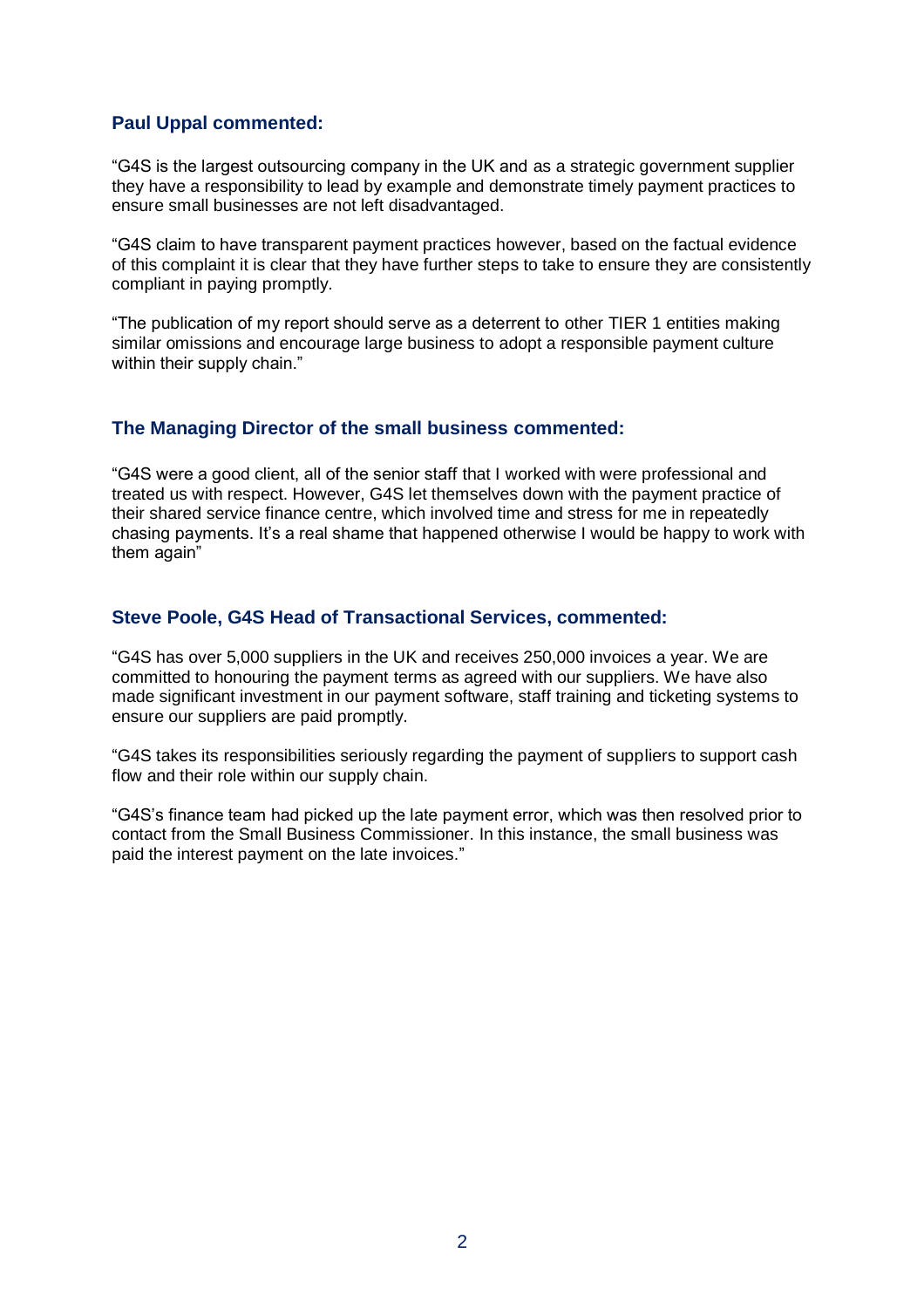### Paul Uppal commented:

"G4S is the largest outsourcing company in the UK and as a strategic government supplier they have a responsibility to lead by example and demonstrate timely payment practices to ensure small businesses are not left disadvantaged.

"G4S claim to have transparent payment practices however, based on the factual evidence of this complaint it is clear that they have further steps to take to ensure they are consistently compliant in paying promptly.

"The publication of my report should serve as a deterrent to other TIER 1 entities making similar omissions and encourage large business to adopt a responsible payment culture within their supply chain."

### The Managing Director of the small business commented:

"G4S were a good client, all of the senior staff that I worked with were professional and treated us with respect. However, G4S let themselves down with the payment practice of their shared service finance centre, which involved time and stress for me in repeatedly chasing payments. It's a real shame that happened otherwise I would be happy to work with them again"

### Steve Poole, G4S Head of Transactional Services, commented:

"G4S has over 5,000 suppliers in the UK and receives 250,000 invoices a year. We are committed to honouring the payment terms as agreed with our suppliers. We have also made significant investment in our payment software, staff training and ticketing systems to ensure our suppliers are paid promptly.

"G4S takes its responsibilities seriously regarding the payment of suppliers to support cash flow and their role within our supply chain.

"G4S's finance team had picked up the late payment error, which was then resolved prior to contact from the Small Business Commissioner. In this instance, the small business was paid the interest payment on the late invoices."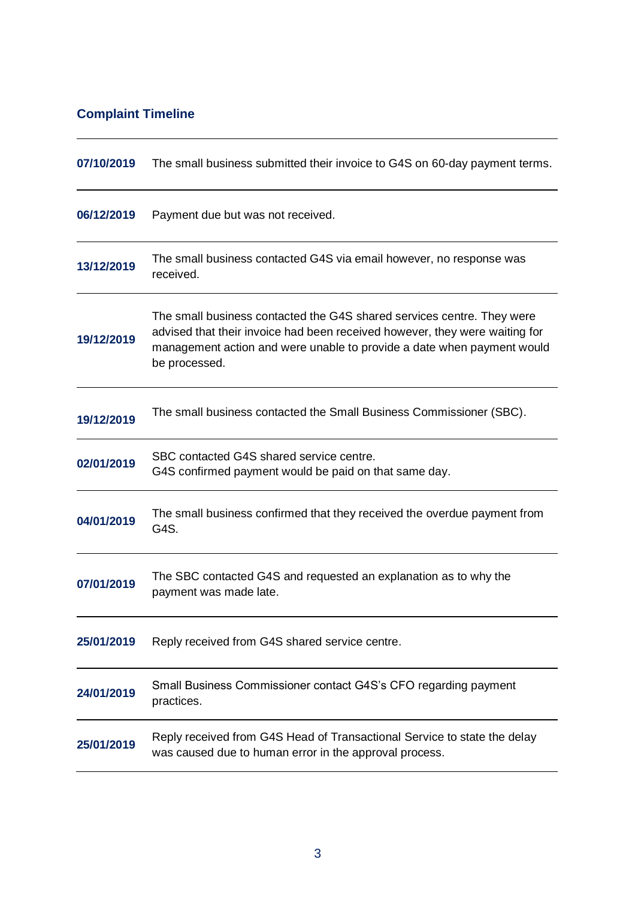## Complaint Timeline

| | |
|---|---|
| **07/10/2019** | The small business submitted their invoice to G4S on 60-day payment terms. |
| **06/12/2019** | Payment due but was not received. |
| **13/12/2019** | The small business contacted G4S via email however, no response was received. |
| **19/12/2019** | The small business contacted the G4S shared services centre. They were advised that their invoice had been received however, they were waiting for management action and were unable to provide a date when payment would be processed. |
| **19/12/2019** | The small business contacted the Small Business Commissioner (SBC). |
| **02/01/2019** | SBC contacted G4S shared service centre. G4S confirmed payment would be paid on that same day. |
| **04/01/2019** | The small business confirmed that they received the overdue payment from G4S. |
| **07/01/2019** | The SBC contacted G4S and requested an explanation as to why the payment was made late. |
| **25/01/2019** | Reply received from G4S shared service centre. |
| **24/01/2019** | Small Business Commissioner contact G4S's CFO regarding payment practices. |
| **25/01/2019** | Reply received from G4S Head of Transactional Service to state the delay was caused due to human error in the approval process. |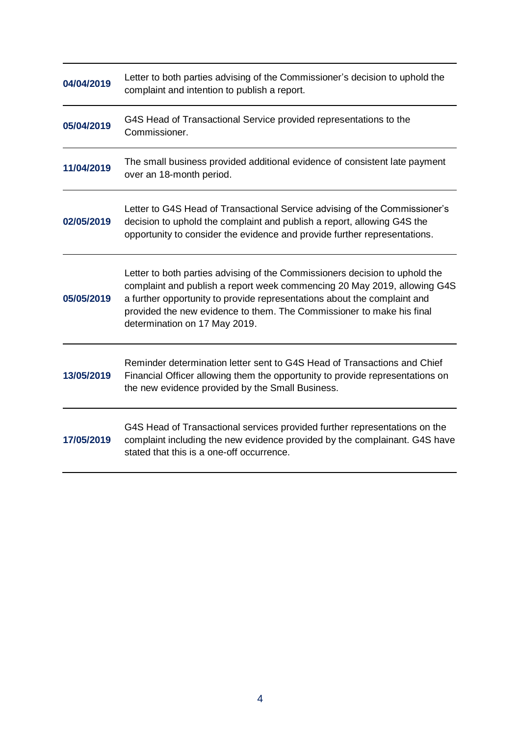| | |
|---|---|
| **04/04/2019** | Letter to both parties advising of the Commissioner's decision to uphold the complaint and intention to publish a report. |
| **05/04/2019** | G4S Head of Transactional Service provided representations to the Commissioner. |
| **11/04/2019** | The small business provided additional evidence of consistent late payment over an 18-month period. |
| **02/05/2019** | Letter to G4S Head of Transactional Service advising of the Commissioner's decision to uphold the complaint and publish a report, allowing G4S the opportunity to consider the evidence and provide further representations. |
| **05/05/2019** | Letter to both parties advising of the Commissioners decision to uphold the complaint and publish a report week commencing 20 May 2019, allowing G4S a further opportunity to provide representations about the complaint and provided the new evidence to them. The Commissioner to make his final determination on 17 May 2019. |
| **13/05/2019** | Reminder determination letter sent to G4S Head of Transactions and Chief Financial Officer allowing them the opportunity to provide representations on the new evidence provided by the Small Business. |
| **17/05/2019** | G4S Head of Transactional services provided further representations on the complaint including the new evidence provided by the complainant. G4S have stated that this is a one-off occurrence. |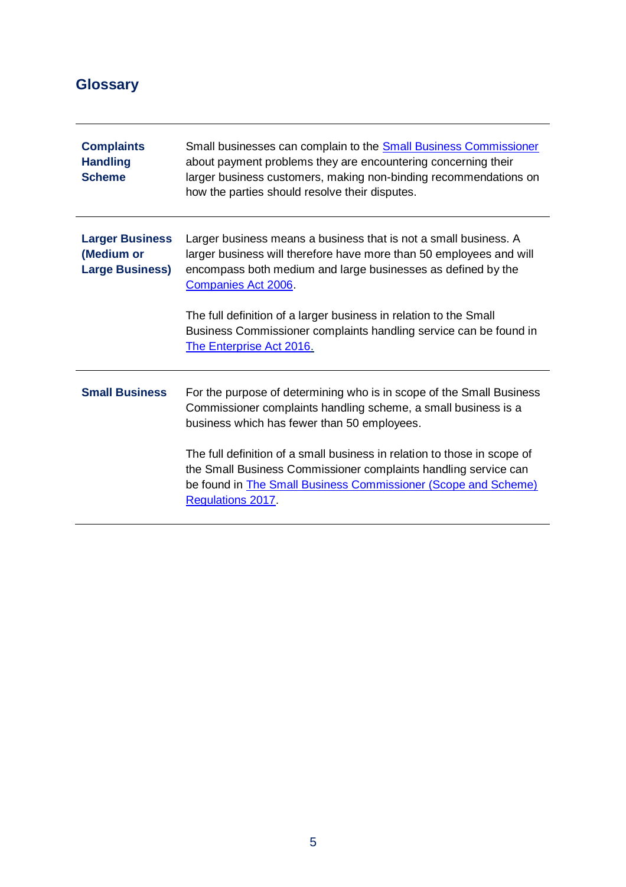## Glossary

| | |
|---|---|
| **Complaints Handling Scheme** | Small businesses can complain to the Small Business Commissioner about payment problems they are encountering concerning their larger business customers, making non-binding recommendations on how the parties should resolve their disputes. |
| **Larger Business (Medium or Large Business)** | Larger business means a business that is not a small business. A larger business will therefore have more than 50 employees and will encompass both medium and large businesses as defined by the Companies Act 2006.<br><br>The full definition of a larger business in relation to the Small Business Commissioner complaints handling service can be found in The Enterprise Act 2016. |
| **Small Business** | For the purpose of determining who is in scope of the Small Business Commissioner complaints handling scheme, a small business is a business which has fewer than 50 employees.<br><br>The full definition of a small business in relation to those in scope of the Small Business Commissioner complaints handling service can be found in The Small Business Commissioner (Scope and Scheme) Regulations 2017. |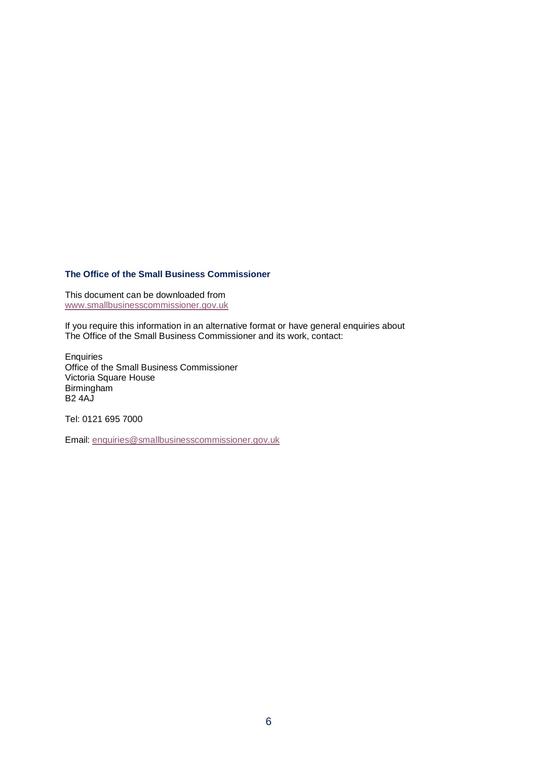**The Office of the Small Business Commissioner**

This document can be downloaded from
www.smallbusinesscommissioner.gov.uk

If you require this information in an alternative format or have general enquiries about The Office of the Small Business Commissioner and its work, contact:

Enquiries
Office of the Small Business Commissioner
Victoria Square House
Birmingham
B2 4AJ

Tel: 0121 695 7000

Email: enquiries@smallbusinesscommissioner.gov.uk